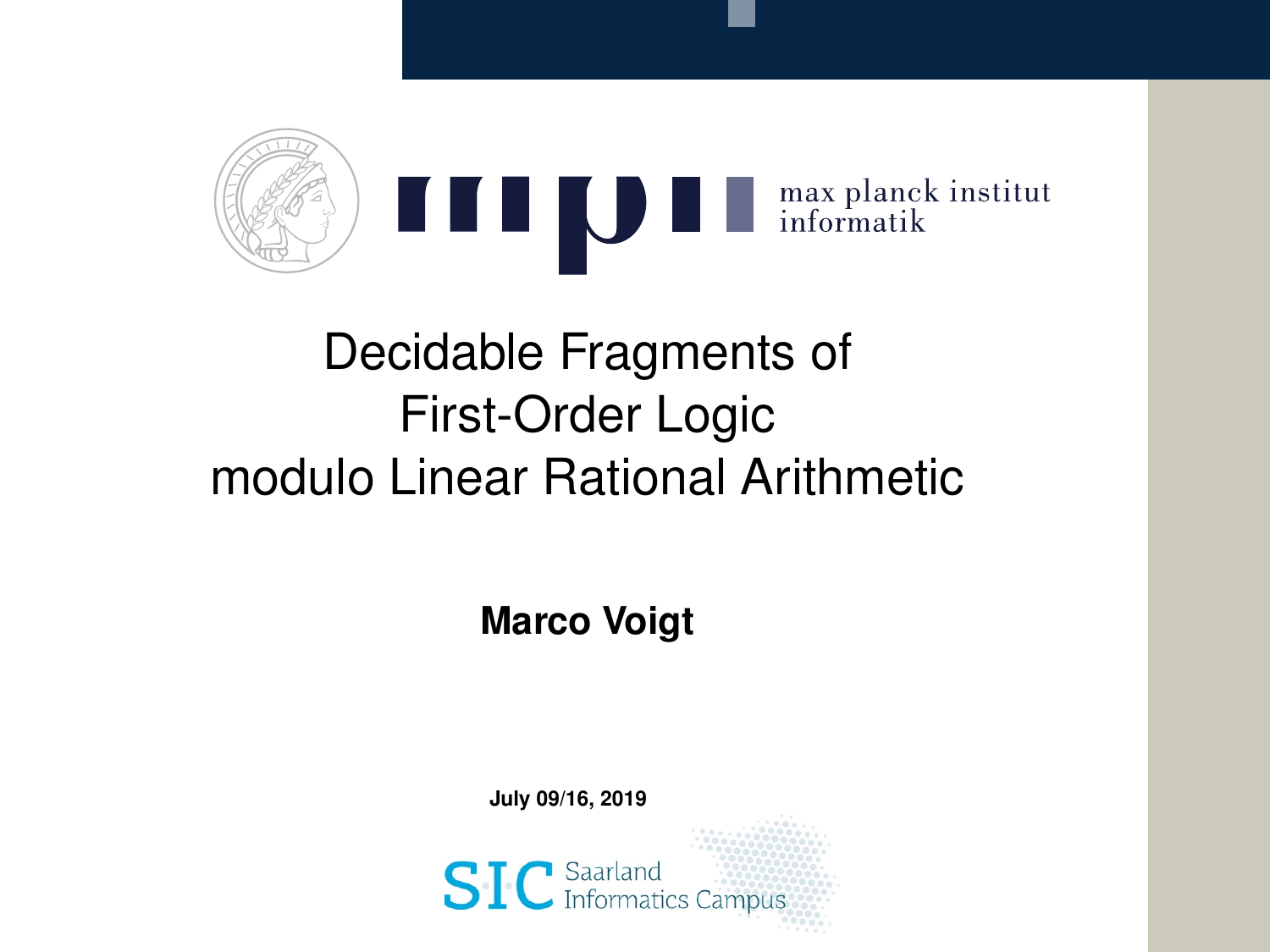max planck institut informatik

# Decidable Fragments of First-Order Logic modulo Linear Rational Arithmetic

**Marco Voigt**

**July 09/16, 2019**

SIC Saarland Informatics Campus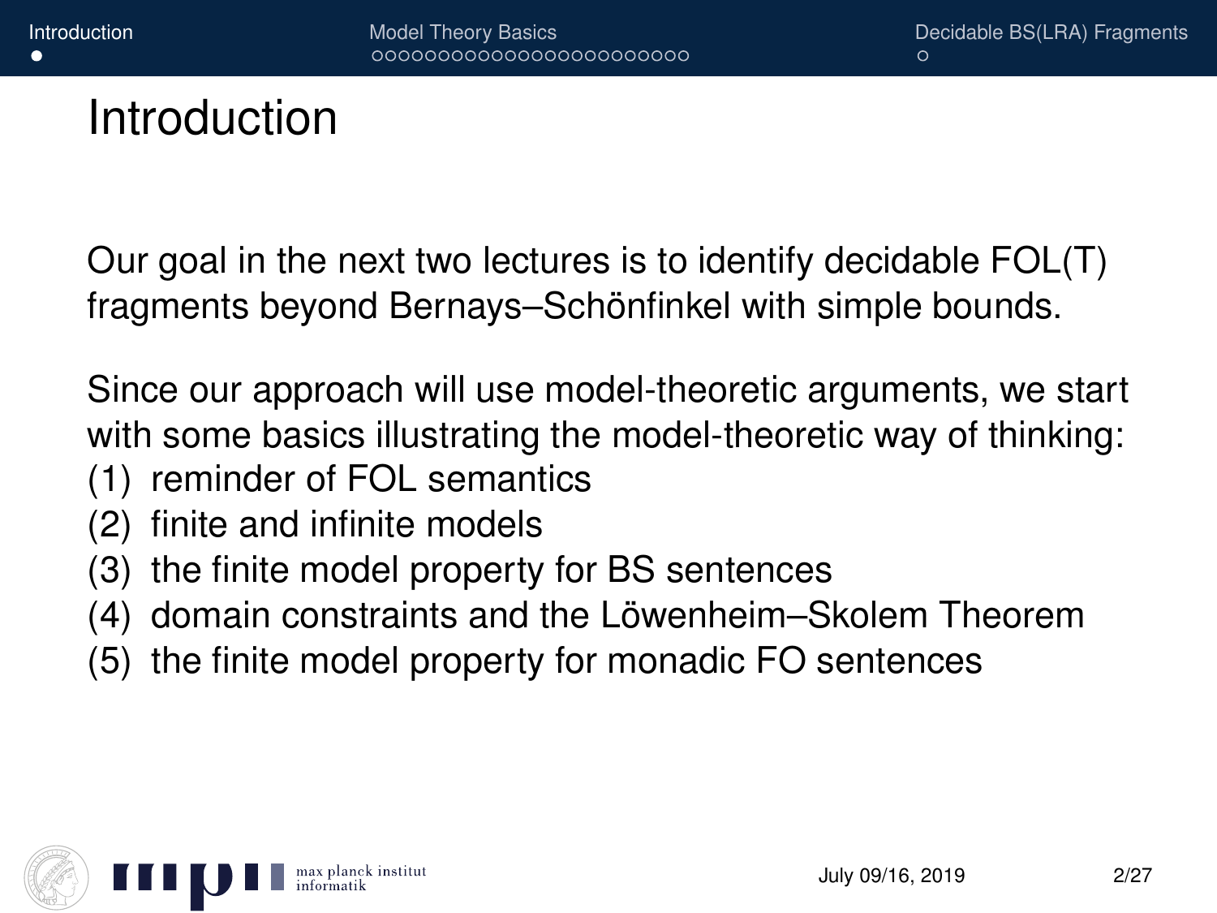# Introduction

Our goal in the next two lectures is to identify decidable FOL(T) fragments beyond Bernays–Schönfinkel with simple bounds.

Since our approach will use model-theoretic arguments, we start with some basics illustrating the model-theoretic way of thinking:

(1) reminder of FOL semantics
(2) finite and infinite models
(3) the finite model property for BS sentences
(4) domain constraints and the Löwenheim–Skolem Theorem
(5) the finite model property for monadic FO sentences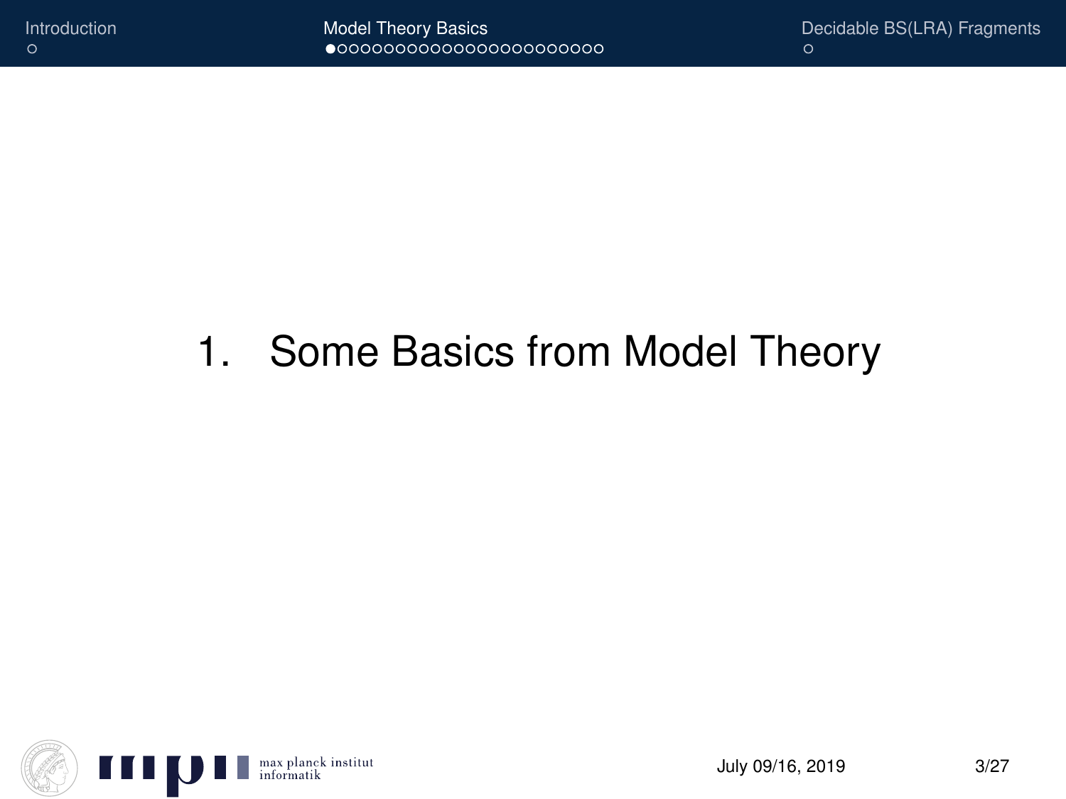# 1. Some Basics from Model Theory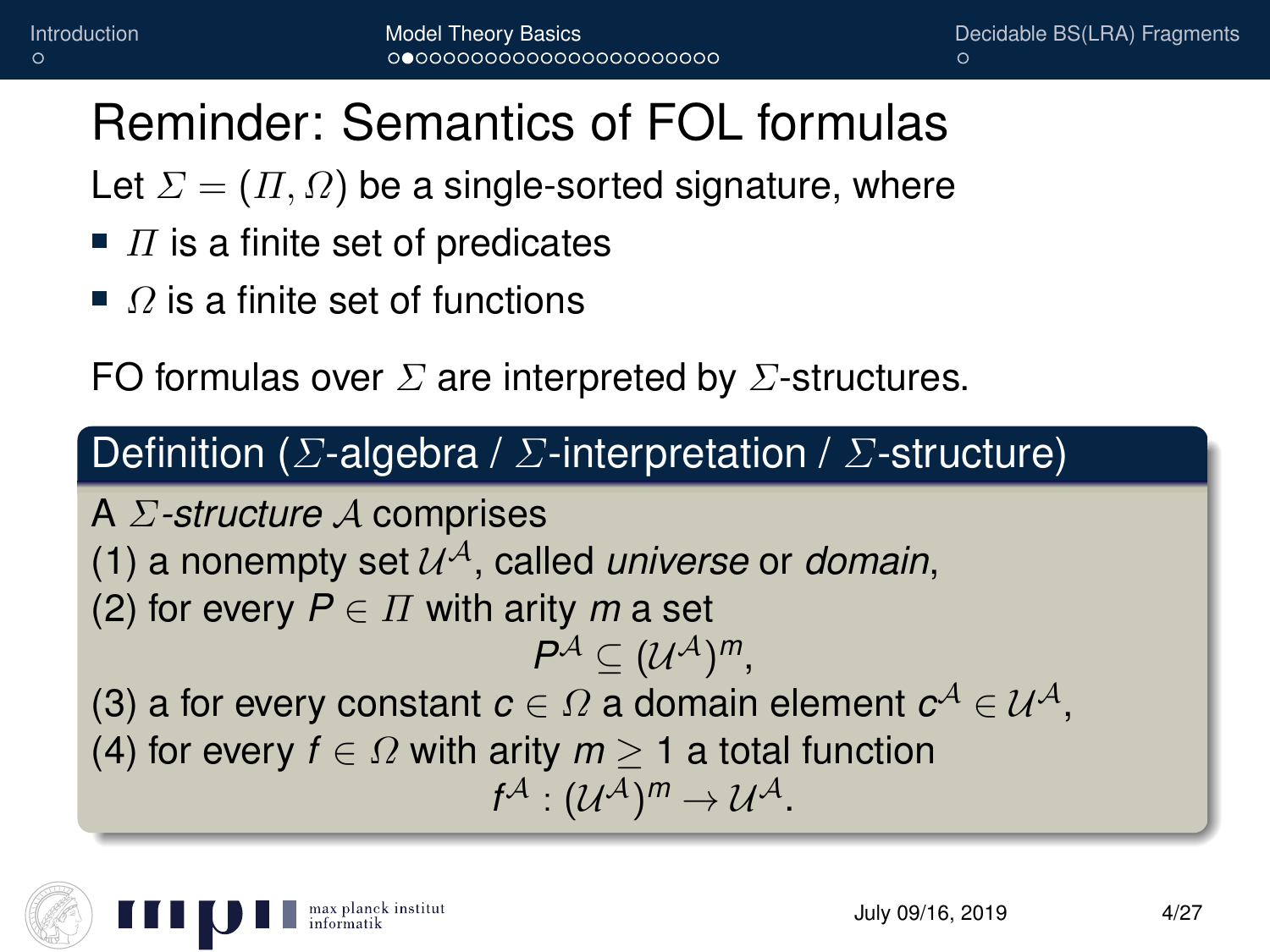# Reminder: Semantics of FOL formulas

Let $\Sigma = (\Pi, \Omega)$ be a single-sorted signature, where

- $\Pi$ is a finite set of predicates
- $\Omega$ is a finite set of functions

FO formulas over $\Sigma$ are interpreted by $\Sigma$-structures.

**Definition ($\Sigma$-algebra / $\Sigma$-interpretation / $\Sigma$-structure)**

A *$\Sigma$-structure* $\mathcal{A}$ comprises

(1) a nonempty set $\mathcal{U}^{\mathcal{A}}$, called *universe* or *domain*,

(2) for every $P \in \Pi$ with arity $m$ a set

$$P^{\mathcal{A}} \subseteq (\mathcal{U}^{\mathcal{A}})^m,$$

(3) a for every constant $c \in \Omega$ a domain element $c^{\mathcal{A}} \in \mathcal{U}^{\mathcal{A}}$,

(4) for every $f \in \Omega$ with arity $m \geq 1$ a total function

$$f^{\mathcal{A}} : (\mathcal{U}^{\mathcal{A}})^m \to \mathcal{U}^{\mathcal{A}}.$$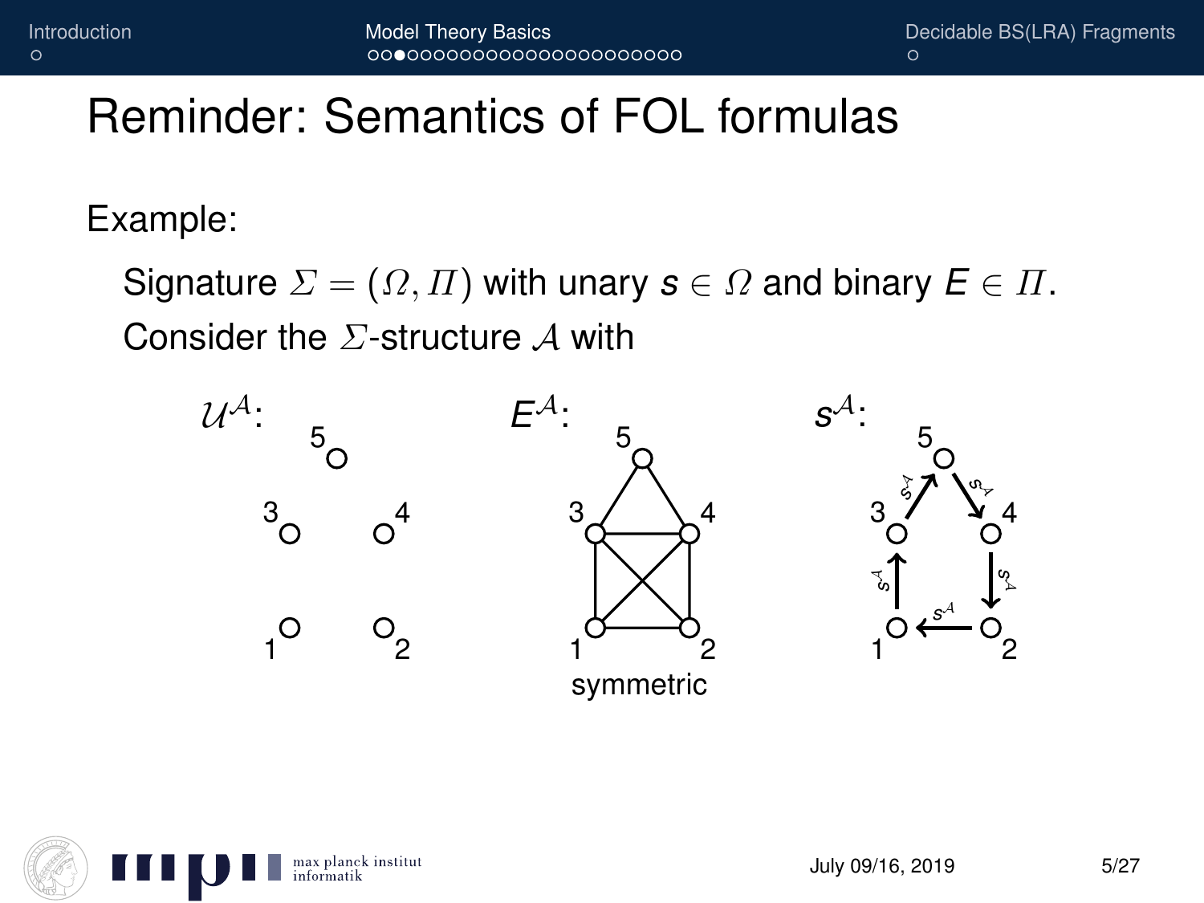# Reminder: Semantics of FOL formulas

Example:

Signature $\Sigma = (\Omega, \Pi)$ with unary $s \in \Omega$ and binary $E \in \Pi$.

Consider the $\Sigma$-structure $\mathcal{A}$ with

$\mathcal{U}^{\mathcal{A}}$: 5, 3, 4, 1, 2

$E^{\mathcal{A}}$: 5, 3, 4, 1, 2

symmetric

$s^{\mathcal{A}}$: 5, 3, 4, 1, 2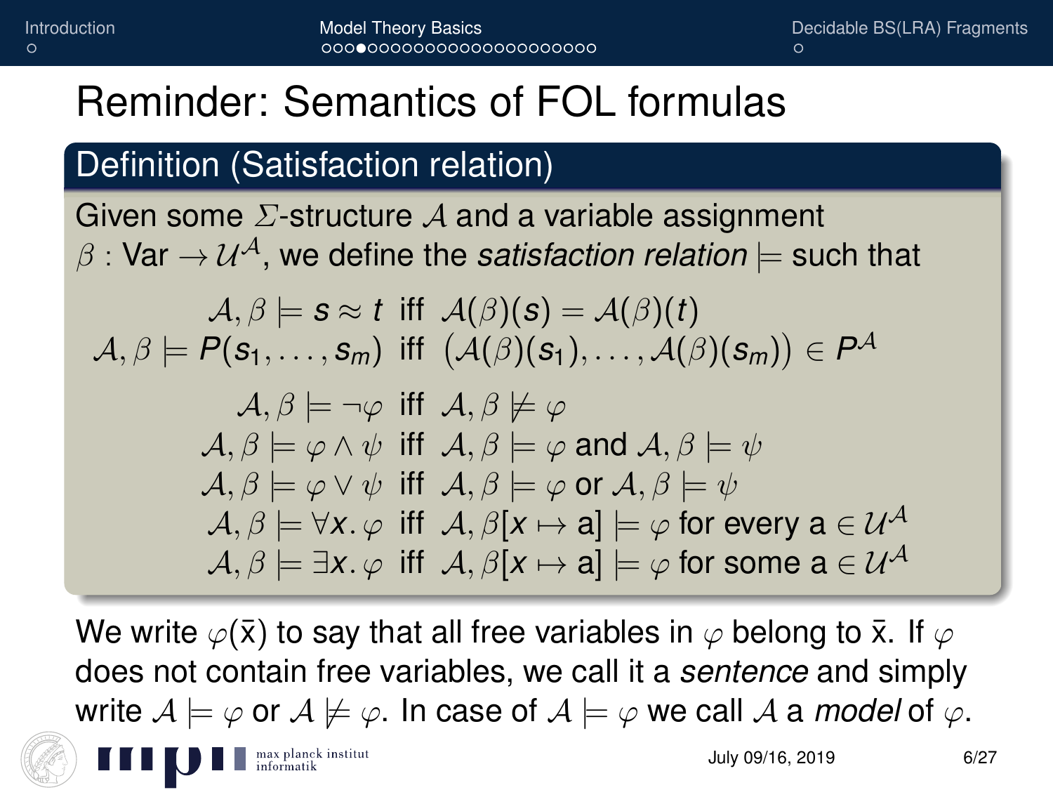# Reminder: Semantics of FOL formulas

## Definition (Satisfaction relation)

Given some $\Sigma$-structure $\mathcal{A}$ and a variable assignment $\beta : \mathsf{Var} \to \mathcal{U}^{\mathcal{A}}$, we define the *satisfaction relation* $\models$ such that

$$
\begin{aligned}
\mathcal{A}, \beta \models s \approx t \; &\text{ iff } \; \mathcal{A}(\beta)(s) = \mathcal{A}(\beta)(t) \\
\mathcal{A}, \beta \models P(s_1, \ldots, s_m) \; &\text{ iff } \; \big(\mathcal{A}(\beta)(s_1), \ldots, \mathcal{A}(\beta)(s_m)\big) \in P^{\mathcal{A}} \\
\mathcal{A}, \beta \models \neg\varphi \; &\text{ iff } \; \mathcal{A}, \beta \not\models \varphi \\
\mathcal{A}, \beta \models \varphi \wedge \psi \; &\text{ iff } \; \mathcal{A}, \beta \models \varphi \text{ and } \mathcal{A}, \beta \models \psi \\
\mathcal{A}, \beta \models \varphi \vee \psi \; &\text{ iff } \; \mathcal{A}, \beta \models \varphi \text{ or } \mathcal{A}, \beta \models \psi \\
\mathcal{A}, \beta \models \forall x. \varphi \; &\text{ iff } \; \mathcal{A}, \beta[x \mapsto \mathsf{a}] \models \varphi \text{ for every } \mathsf{a} \in \mathcal{U}^{\mathcal{A}} \\
\mathcal{A}, \beta \models \exists x. \varphi \; &\text{ iff } \; \mathcal{A}, \beta[x \mapsto \mathsf{a}] \models \varphi \text{ for some } \mathsf{a} \in \mathcal{U}^{\mathcal{A}}
\end{aligned}
$$

We write $\varphi(\bar{\mathsf{x}})$ to say that all free variables in $\varphi$ belong to $\bar{\mathsf{x}}$. If $\varphi$ does not contain free variables, we call it a *sentence* and simply write $\mathcal{A} \models \varphi$ or $\mathcal{A} \not\models \varphi$. In case of $\mathcal{A} \models \varphi$ we call $\mathcal{A}$ a *model* of $\varphi$.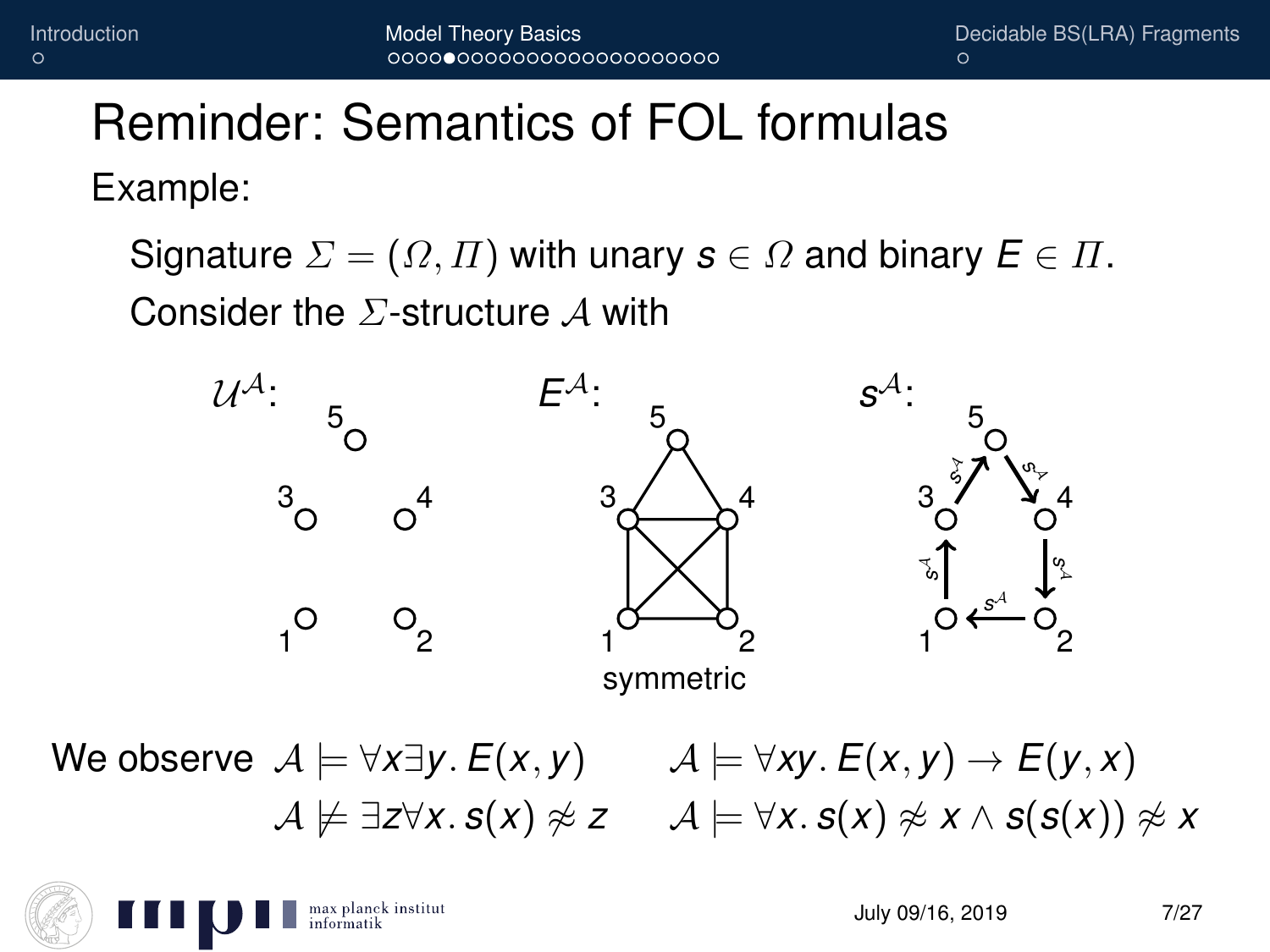# Reminder: Semantics of FOL formulas

Example:

Signature $\Sigma = (\Omega, \Pi)$ with unary $s \in \Omega$ and binary $E \in \Pi$.

Consider the $\Sigma$-structure $\mathcal{A}$ with

$\mathcal{U}^{\mathcal{A}}$: 5, 3, 4, 1, 2

$E^{\mathcal{A}}$: symmetric

$s^{\mathcal{A}}$:

We observe $\mathcal{A} \models \forall x \exists y.\, E(x, y)$ $\quad$ $\mathcal{A} \models \forall xy.\, E(x, y) \rightarrow E(y, x)$

$\mathcal{A} \not\models \exists z \forall x.\, s(x) \not\approx z$ $\quad$ $\mathcal{A} \models \forall x.\, s(x) \not\approx x \wedge s(s(x)) \not\approx x$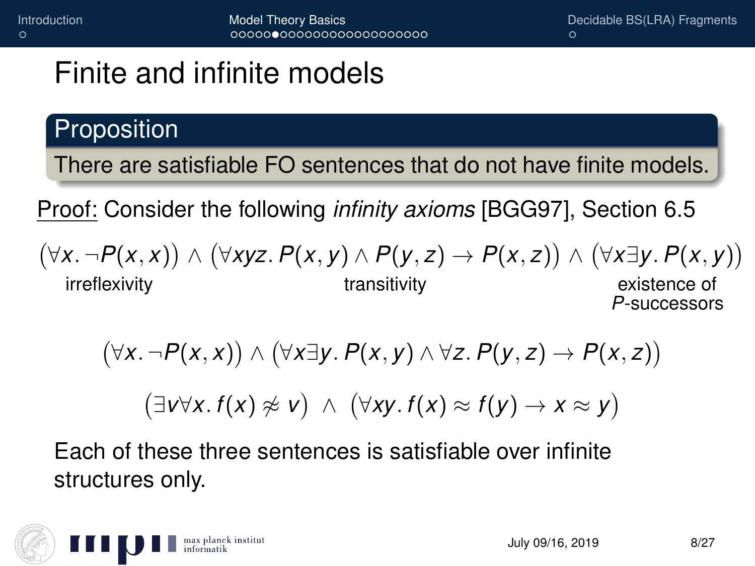# Finite and infinite models

**Proposition**

There are satisfiable FO sentences that do not have finite models.

Proof: Consider the following *infinity axioms* [BGG97], Section 6.5

$$\underbrace{\big(\forall x.\, \neg P(x,x)\big)}_{\text{irreflexivity}} \wedge \underbrace{\big(\forall xyz.\, P(x,y) \wedge P(y,z) \rightarrow P(x,z)\big)}_{\text{transitivity}} \wedge \underbrace{\big(\forall x \exists y.\, P(x,y)\big)}_{\text{existence of } P\text{-successors}}$$

$$\big(\forall x.\, \neg P(x,x)\big) \wedge \big(\forall x \exists y.\, P(x,y) \wedge \forall z.\, P(y,z) \rightarrow P(x,z)\big)$$

$$\big(\exists v \forall x.\, f(x) \not\approx v\big) \;\wedge\; \big(\forall xy.\, f(x) \approx f(y) \rightarrow x \approx y\big)$$

Each of these three sentences is satisfiable over infinite structures only.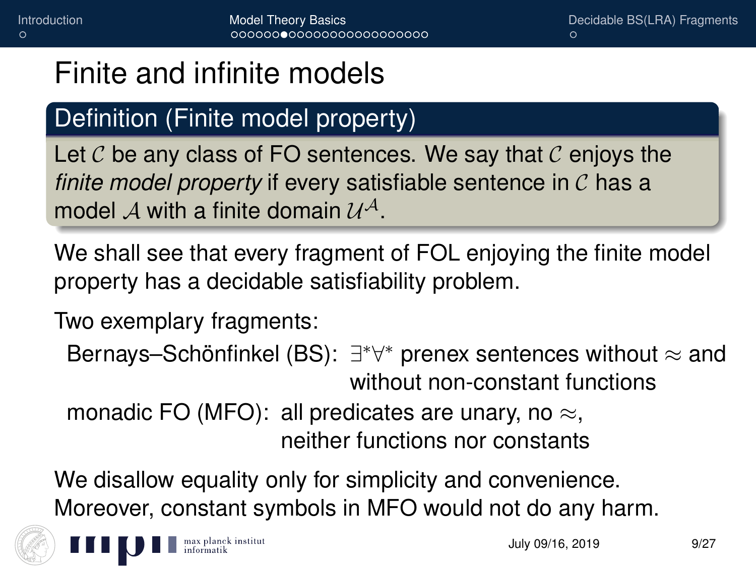# Finite and infinite models

## Definition (Finite model property)

Let $\mathcal{C}$ be any class of FO sentences. We say that $\mathcal{C}$ enjoys the *finite model property* if every satisfiable sentence in $\mathcal{C}$ has a model $\mathcal{A}$ with a finite domain $\mathcal{U}^{\mathcal{A}}$.

We shall see that every fragment of FOL enjoying the finite model property has a decidable satisfiability problem.

Two exemplary fragments:

- Bernays–Schönfinkel (BS): $\exists^*\forall^*$ prenex sentences without $\approx$ and without non-constant functions
- monadic FO (MFO): all predicates are unary, no $\approx$, neither functions nor constants

We disallow equality only for simplicity and convenience. Moreover, constant symbols in MFO would not do any harm.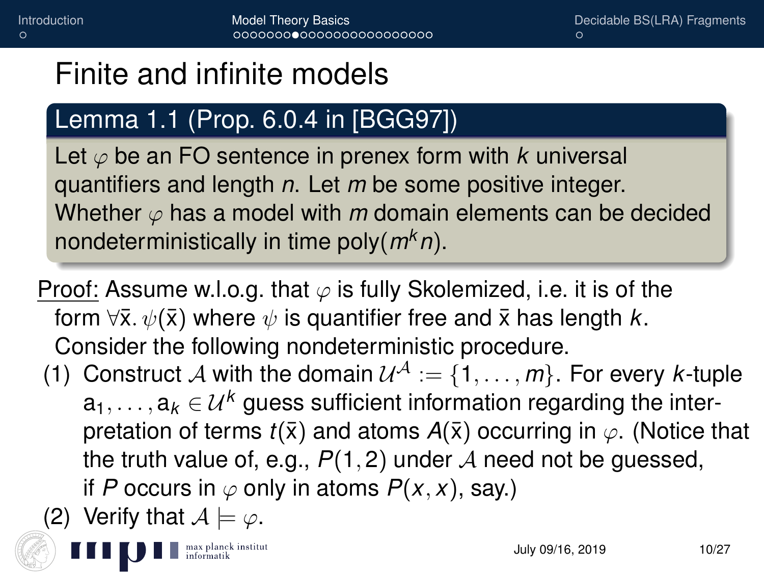# Finite and infinite models

**Lemma 1.1 (Prop. 6.0.4 in [BGG97])**

Let $\varphi$ be an FO sentence in prenex form with $k$ universal quantifiers and length $n$. Let $m$ be some positive integer. Whether $\varphi$ has a model with $m$ domain elements can be decided nondeterministically in time poly$(m^k n)$.

Proof: Assume w.l.o.g. that $\varphi$ is fully Skolemized, i.e. it is of the form $\forall \bar{x}. \psi(\bar{x})$ where $\psi$ is quantifier free and $\bar{x}$ has length $k$. Consider the following nondeterministic procedure.

(1) Construct $\mathcal{A}$ with the domain $\mathcal{U}^{\mathcal{A}} := \{1, \ldots, m\}$. For every $k$-tuple $a_1, \ldots, a_k \in \mathcal{U}^k$ guess sufficient information regarding the interpretation of terms $t(\bar{x})$ and atoms $A(\bar{x})$ occurring in $\varphi$. (Notice that the truth value of, e.g., $P(1, 2)$ under $\mathcal{A}$ need not be guessed, if $P$ occurs in $\varphi$ only in atoms $P(x, x)$, say.)

(2) Verify that $\mathcal{A} \models \varphi$.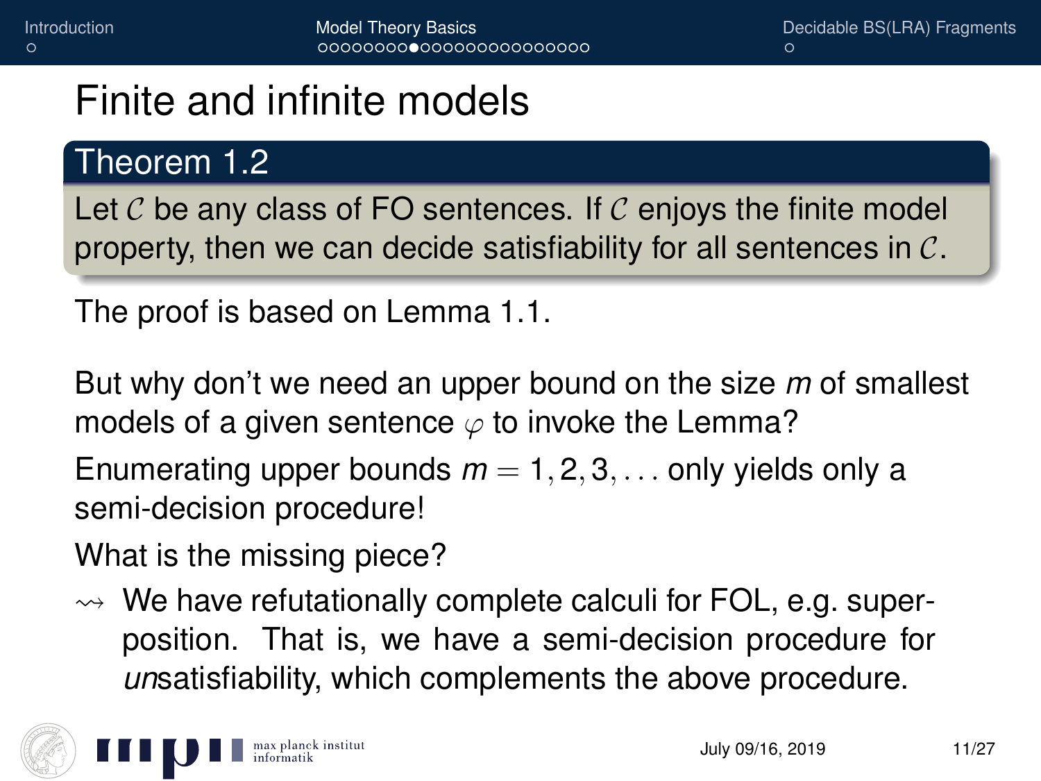# Finite and infinite models

**Theorem 1.2**

Let $\mathcal{C}$ be any class of FO sentences. If $\mathcal{C}$ enjoys the finite model property, then we can decide satisfiability for all sentences in $\mathcal{C}$.

The proof is based on Lemma 1.1.

But why don't we need an upper bound on the size $m$ of smallest models of a given sentence $\varphi$ to invoke the Lemma?

Enumerating upper bounds $m = 1, 2, 3, \ldots$ only yields only a semi-decision procedure!

What is the missing piece?

$\rightsquigarrow$ We have refutationally complete calculi for FOL, e.g. superposition. That is, we have a semi-decision procedure for *un*satisfiability, which complements the above procedure.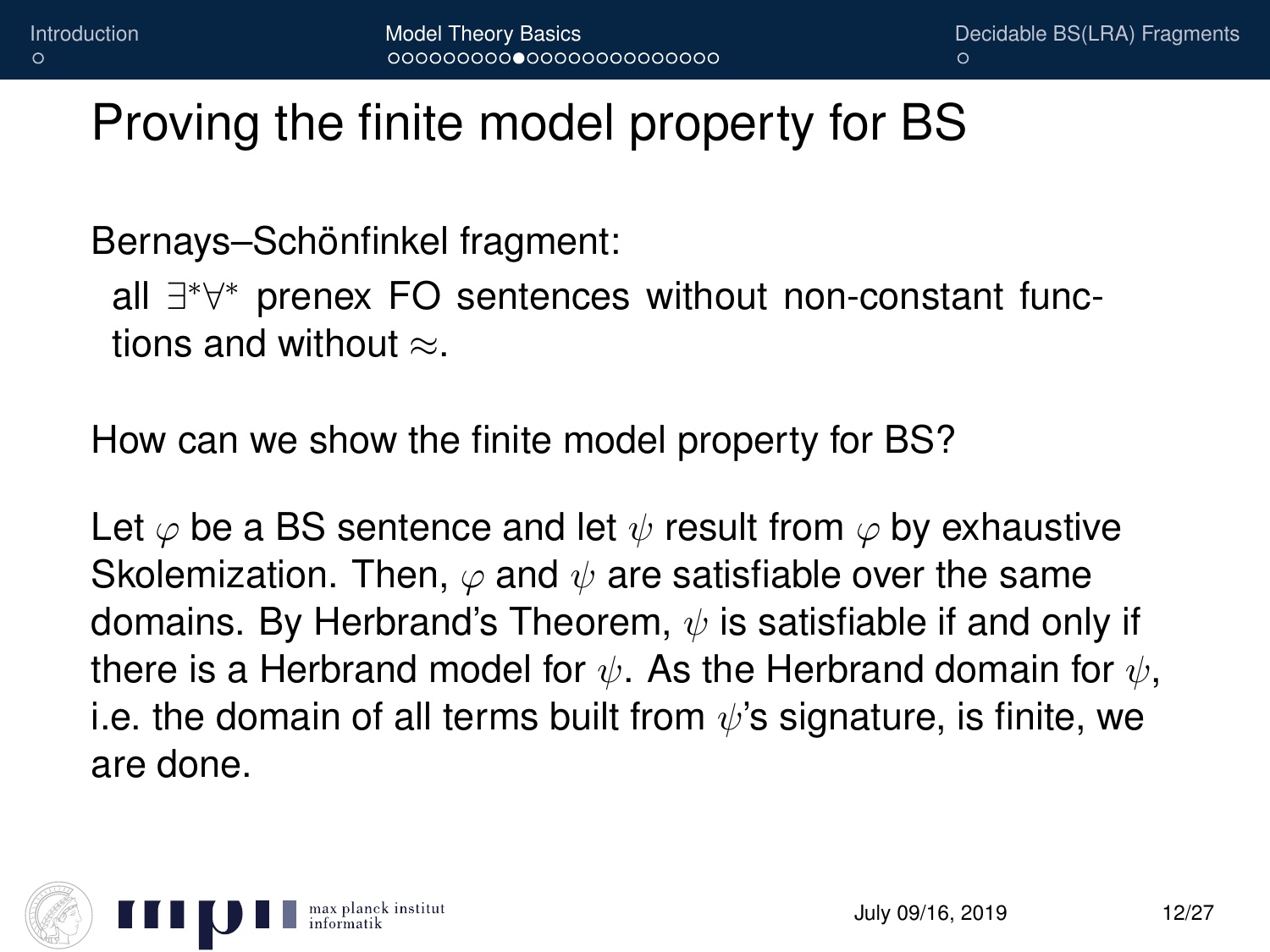# Proving the finite model property for BS

Bernays–Schönfinkel fragment:

all $\exists^*\forall^*$ prenex FO sentences without non-constant functions and without $\approx$.

How can we show the finite model property for BS?

Let $\varphi$ be a BS sentence and let $\psi$ result from $\varphi$ by exhaustive Skolemization. Then, $\varphi$ and $\psi$ are satisfiable over the same domains. By Herbrand's Theorem, $\psi$ is satisfiable if and only if there is a Herbrand model for $\psi$. As the Herbrand domain for $\psi$, i.e. the domain of all terms built from $\psi$'s signature, is finite, we are done.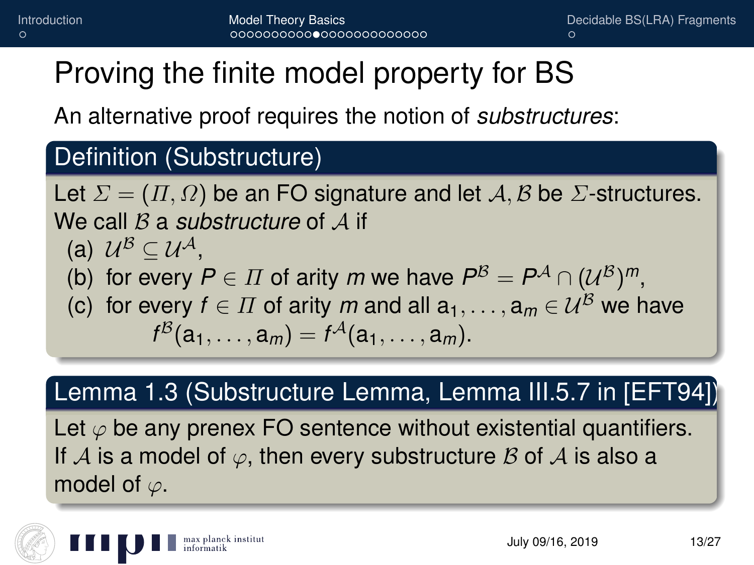# Proving the finite model property for BS

An alternative proof requires the notion of *substructures*:

## Definition (Substructure)

Let $\Sigma = (\Pi, \Omega)$ be an FO signature and let $\mathcal{A}, \mathcal{B}$ be $\Sigma$-structures. We call $\mathcal{B}$ a *substructure* of $\mathcal{A}$ if

(a) $\mathcal{U}^{\mathcal{B}} \subseteq \mathcal{U}^{\mathcal{A}}$,

(b) for every $P \in \Pi$ of arity $m$ we have $P^{\mathcal{B}} = P^{\mathcal{A}} \cap (\mathcal{U}^{\mathcal{B}})^m$,

(c) for every $f \in \Pi$ of arity $m$ and all $\mathsf{a}_1, \ldots, \mathsf{a}_m \in \mathcal{U}^{\mathcal{B}}$ we have
$$f^{\mathcal{B}}(\mathsf{a}_1, \ldots, \mathsf{a}_m) = f^{\mathcal{A}}(\mathsf{a}_1, \ldots, \mathsf{a}_m).$$

## Lemma 1.3 (Substructure Lemma, Lemma III.5.7 in [EFT94])

Let $\varphi$ be any prenex FO sentence without existential quantifiers. If $\mathcal{A}$ is a model of $\varphi$, then every substructure $\mathcal{B}$ of $\mathcal{A}$ is also a model of $\varphi$.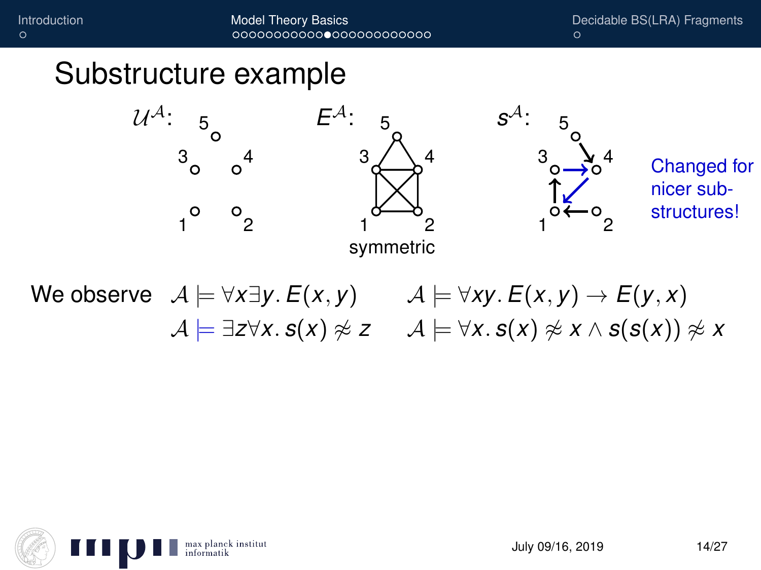# Substructure example

$\mathcal{U}^{\mathcal{A}}$: 5, 3, 4, 1, 2

$E^{\mathcal{A}}$: symmetric

$s^{\mathcal{A}}$:

Changed for nicer substructures!

We observe $\mathcal{A} \models \forall x \exists y.\, E(x, y)$ $\quad$ $\mathcal{A} \models \forall xy.\, E(x, y) \rightarrow E(y, x)$

$\mathcal{A} \models \exists z \forall x.\, s(x) \not\approx z$ $\quad$ $\mathcal{A} \models \forall x.\, s(x) \not\approx x \wedge s(s(x)) \not\approx x$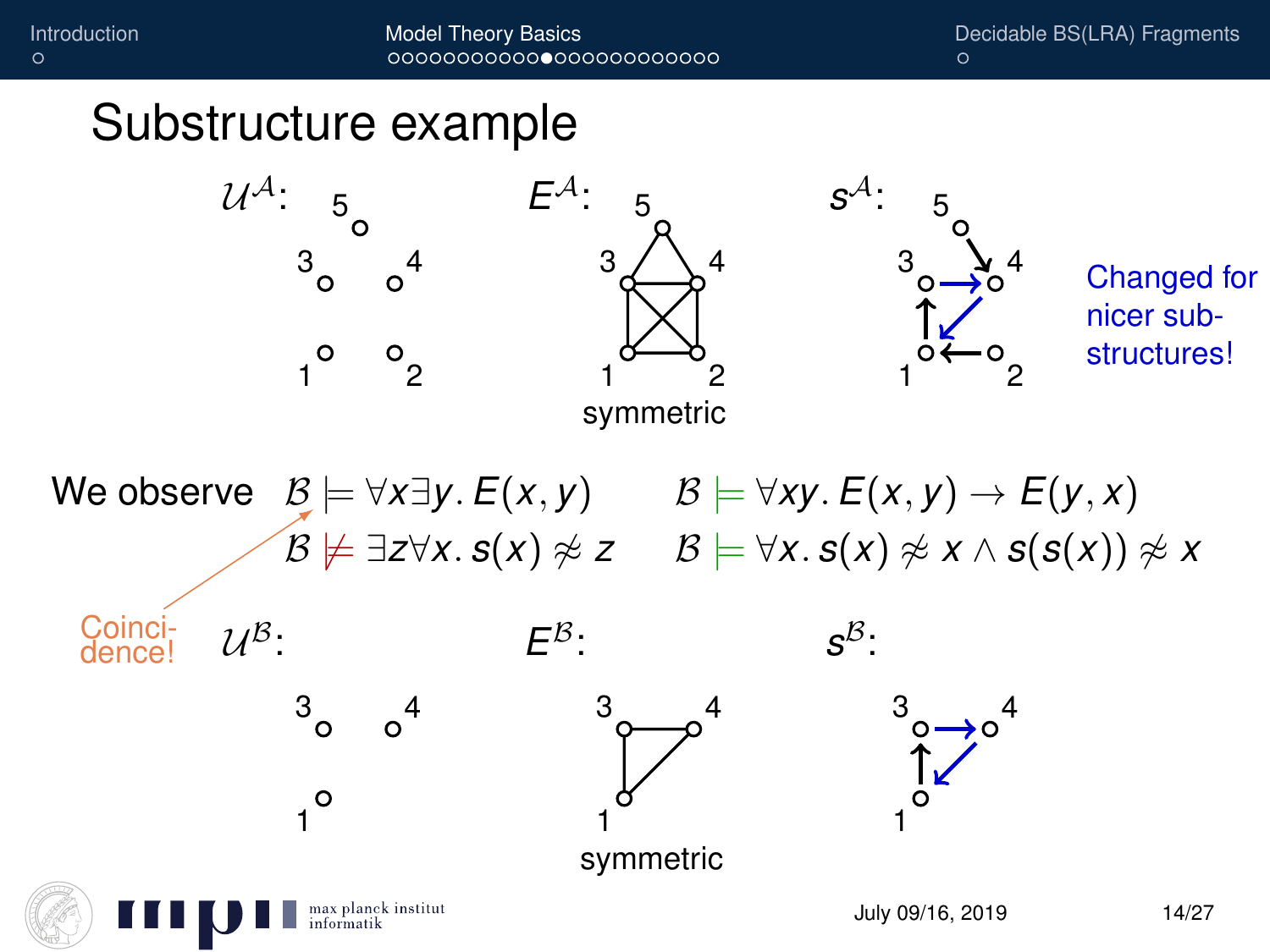# Substructure example

$\mathcal{U}^{\mathcal{A}}$: 1, 2, 3, 4, 5

$E^{\mathcal{A}}$: symmetric

$s^{\mathcal{A}}$:

Changed for nicer sub-structures!

We observe

$\mathcal{B} \models \forall x \exists y.\, E(x, y)$ $\qquad$ $\mathcal{B} \models \forall xy.\, E(x, y) \rightarrow E(y, x)$

$\mathcal{B} \not\models \exists z \forall x.\, s(x) \not\approx z$ $\qquad$ $\mathcal{B} \models \forall x.\, s(x) \not\approx x \wedge s(s(x)) \not\approx x$

Coinci-dence!

$\mathcal{U}^{\mathcal{B}}$: 1, 3, 4

$E^{\mathcal{B}}$: symmetric

$s^{\mathcal{B}}$: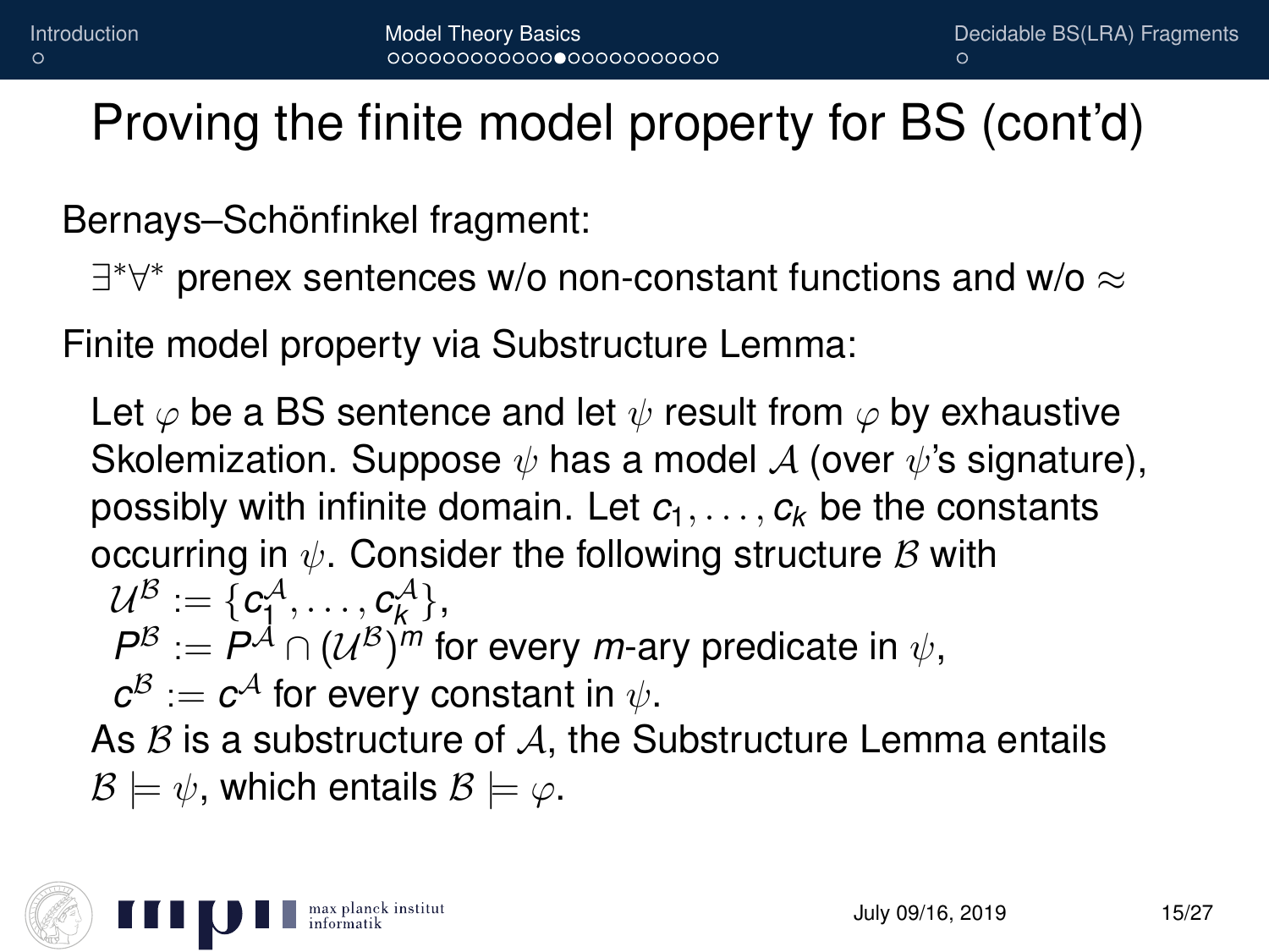# Proving the finite model property for BS (cont'd)

Bernays–Schönfinkel fragment:

$\exists^*\forall^*$ prenex sentences w/o non-constant functions and w/o $\approx$

Finite model property via Substructure Lemma:

Let $\varphi$ be a BS sentence and let $\psi$ result from $\varphi$ by exhaustive Skolemization. Suppose $\psi$ has a model $\mathcal{A}$ (over $\psi$'s signature), possibly with infinite domain. Let $c_1, \ldots, c_k$ be the constants occurring in $\psi$. Consider the following structure $\mathcal{B}$ with

$\mathcal{U}^{\mathcal{B}} := \{c_1^{\mathcal{A}}, \ldots, c_k^{\mathcal{A}}\}$,

$P^{\mathcal{B}} := P^{\mathcal{A}} \cap (\mathcal{U}^{\mathcal{B}})^m$ for every $m$-ary predicate in $\psi$,

$c^{\mathcal{B}} := c^{\mathcal{A}}$ for every constant in $\psi$.

As $\mathcal{B}$ is a substructure of $\mathcal{A}$, the Substructure Lemma entails $\mathcal{B} \models \psi$, which entails $\mathcal{B} \models \varphi$.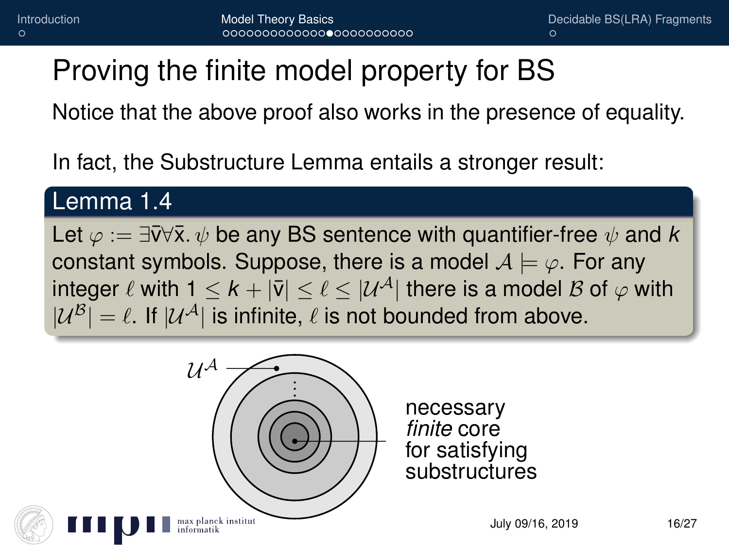# Proving the finite model property for BS

Notice that the above proof also works in the presence of equality.

In fact, the Substructure Lemma entails a stronger result:

**Lemma 1.4**

Let $\varphi := \exists \bar{v} \forall \bar{x}.\, \psi$ be any BS sentence with quantifier-free $\psi$ and $k$ constant symbols. Suppose, there is a model $\mathcal{A} \models \varphi$. For any integer $\ell$ with $1 \leq k + |\bar{v}| \leq \ell \leq |\mathcal{U}^{\mathcal{A}}|$ there is a model $\mathcal{B}$ of $\varphi$ with $|\mathcal{U}^{\mathcal{B}}| = \ell$. If $|\mathcal{U}^{\mathcal{A}}|$ is infinite, $\ell$ is not bounded from above.

$\mathcal{U}^{\mathcal{A}}$

necessary
*finite* core
for satisfying
substructures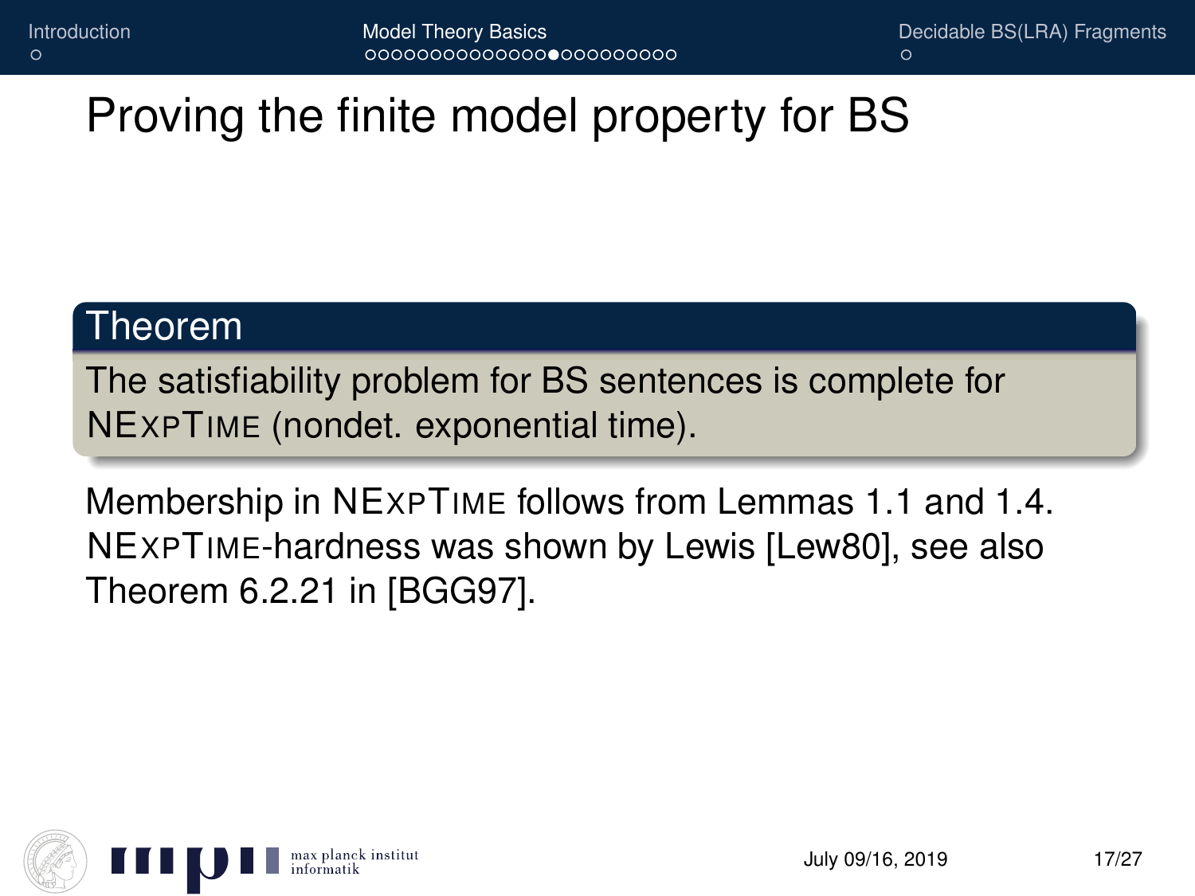# Proving the finite model property for BS

**Theorem**

The satisfiability problem for BS sentences is complete for NExpTime (nondet. exponential time).

Membership in NExpTime follows from Lemmas 1.1 and 1.4. NExpTime-hardness was shown by Lewis [Lew80], see also Theorem 6.2.21 in [BGG97].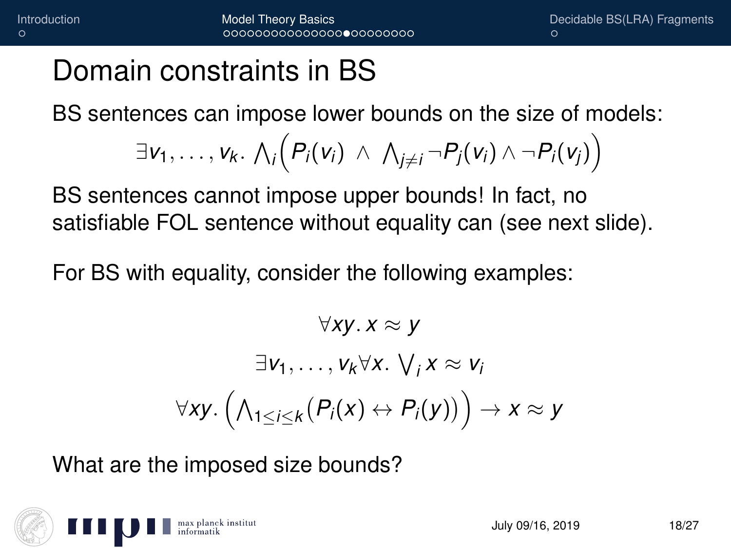# Domain constraints in BS

BS sentences can impose lower bounds on the size of models:

$$\exists v_1, \ldots, v_k.\ \bigwedge_i \Big( P_i(v_i)\ \wedge\ \bigwedge_{j \neq i} \neg P_j(v_i) \wedge \neg P_i(v_j) \Big)$$

BS sentences cannot impose upper bounds! In fact, no satisfiable FOL sentence without equality can (see next slide).

For BS with equality, consider the following examples:

$$\forall xy.\, x \approx y$$

$$\exists v_1, \ldots, v_k \forall x.\ \bigvee_i x \approx v_i$$

$$\forall xy.\ \Big( \bigwedge_{1 \leq i \leq k} \big( P_i(x) \leftrightarrow P_i(y) \big) \Big) \rightarrow x \approx y$$

What are the imposed size bounds?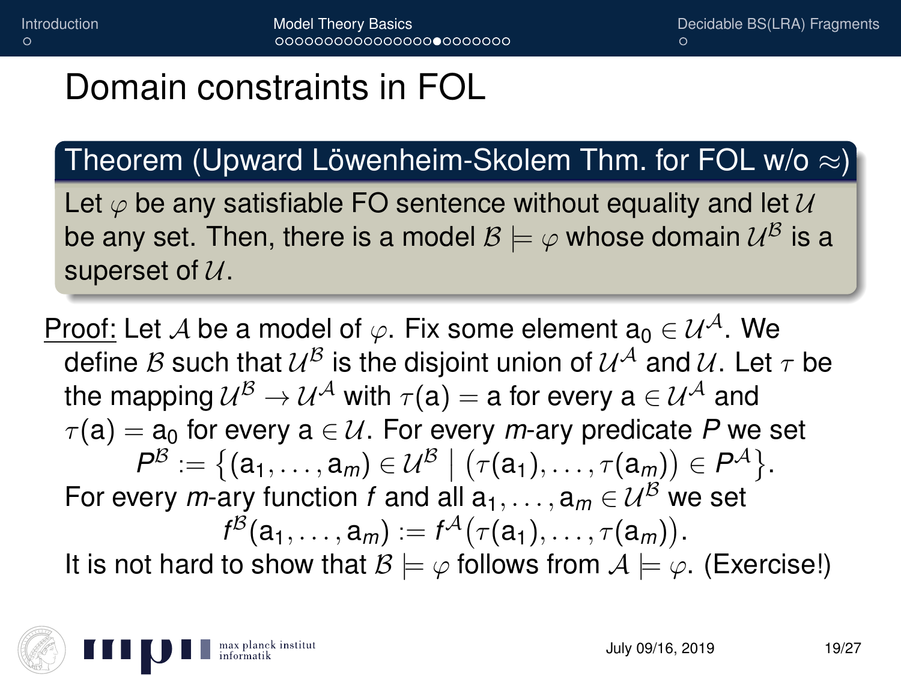# Domain constraints in FOL

**Theorem (Upward Löwenheim-Skolem Thm. for FOL w/o $\approx$)**

Let $\varphi$ be any satisfiable FO sentence without equality and let $\mathcal{U}$ be any set. Then, there is a model $\mathcal{B} \models \varphi$ whose domain $\mathcal{U}^{\mathcal{B}}$ is a superset of $\mathcal{U}$.

Proof: Let $\mathcal{A}$ be a model of $\varphi$. Fix some element $\mathsf{a}_0 \in \mathcal{U}^{\mathcal{A}}$. We define $\mathcal{B}$ such that $\mathcal{U}^{\mathcal{B}}$ is the disjoint union of $\mathcal{U}^{\mathcal{A}}$ and $\mathcal{U}$. Let $\tau$ be the mapping $\mathcal{U}^{\mathcal{B}} \to \mathcal{U}^{\mathcal{A}}$ with $\tau(\mathsf{a}) = \mathsf{a}$ for every $\mathsf{a} \in \mathcal{U}^{\mathcal{A}}$ and $\tau(\mathsf{a}) = \mathsf{a}_0$ for every $\mathsf{a} \in \mathcal{U}$. For every *m*-ary predicate *P* we set

$$P^{\mathcal{B}} := \{(\mathsf{a}_1, \ldots, \mathsf{a}_m) \in \mathcal{U}^{\mathcal{B}} \mid (\tau(\mathsf{a}_1), \ldots, \tau(\mathsf{a}_m)) \in P^{\mathcal{A}}\}.$$

For every *m*-ary function *f* and all $\mathsf{a}_1, \ldots, \mathsf{a}_m \in \mathcal{U}^{\mathcal{B}}$ we set

$$f^{\mathcal{B}}(\mathsf{a}_1, \ldots, \mathsf{a}_m) := f^{\mathcal{A}}(\tau(\mathsf{a}_1), \ldots, \tau(\mathsf{a}_m)).$$

It is not hard to show that $\mathcal{B} \models \varphi$ follows from $\mathcal{A} \models \varphi$. (Exercise!)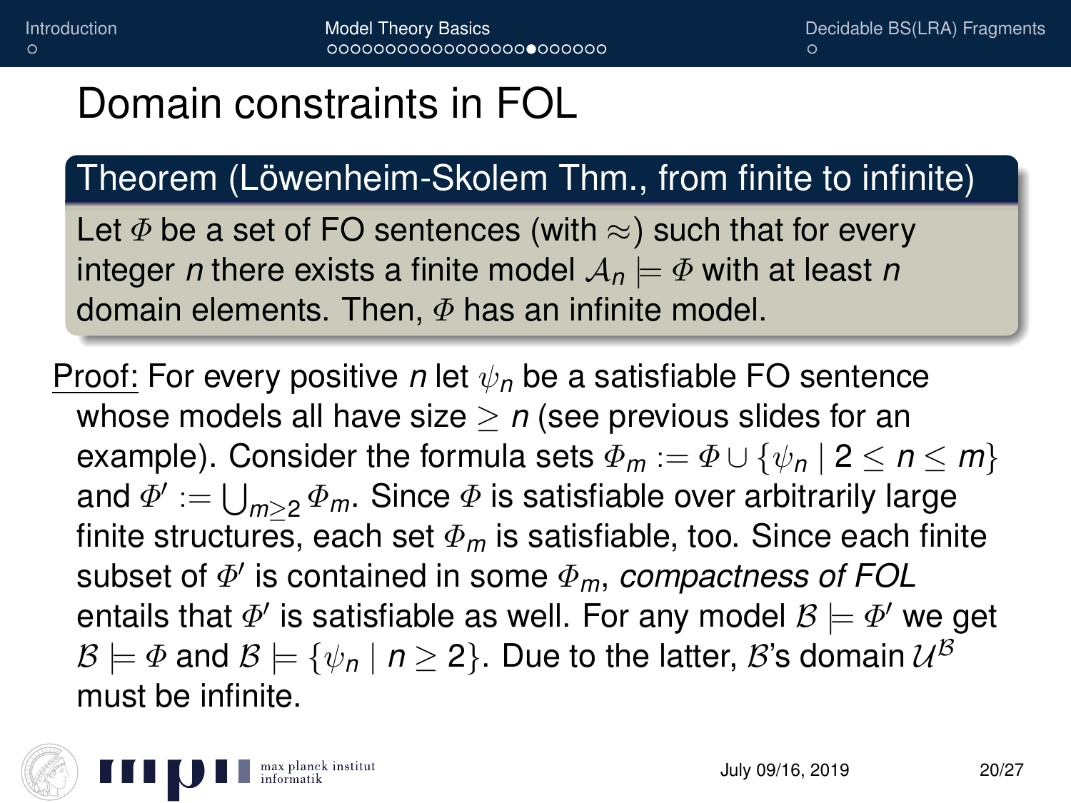# Domain constraints in FOL

**Theorem (Löwenheim-Skolem Thm., from finite to infinite)**

Let $\Phi$ be a set of FO sentences (with $\approx$) such that for every integer $n$ there exists a finite model $\mathcal{A}_n \models \Phi$ with at least $n$ domain elements. Then, $\Phi$ has an infinite model.

Proof: For every positive $n$ let $\psi_n$ be a satisfiable FO sentence whose models all have size $\geq n$ (see previous slides for an example). Consider the formula sets $\Phi_m := \Phi \cup \{\psi_n \mid 2 \leq n \leq m\}$ and $\Phi' := \bigcup_{m \geq 2} \Phi_m$. Since $\Phi$ is satisfiable over arbitrarily large finite structures, each set $\Phi_m$ is satisfiable, too. Since each finite subset of $\Phi'$ is contained in some $\Phi_m$, *compactness of FOL* entails that $\Phi'$ is satisfiable as well. For any model $\mathcal{B} \models \Phi'$ we get $\mathcal{B} \models \Phi$ and $\mathcal{B} \models \{\psi_n \mid n \geq 2\}$. Due to the latter, $\mathcal{B}$'s domain $\mathcal{U}^{\mathcal{B}}$ must be infinite.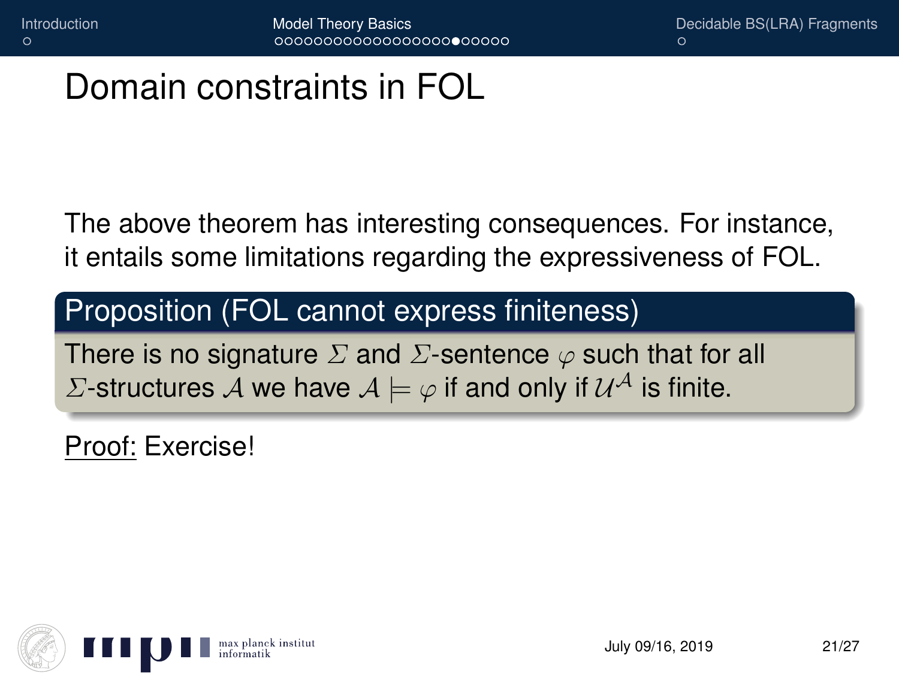# Domain constraints in FOL

The above theorem has interesting consequences. For instance, it entails some limitations regarding the expressiveness of FOL.

**Proposition (FOL cannot express finiteness)**

There is no signature $\Sigma$ and $\Sigma$-sentence $\varphi$ such that for all $\Sigma$-structures $\mathcal{A}$ we have $\mathcal{A} \models \varphi$ if and only if $\mathcal{U}^{\mathcal{A}}$ is finite.

Proof: Exercise!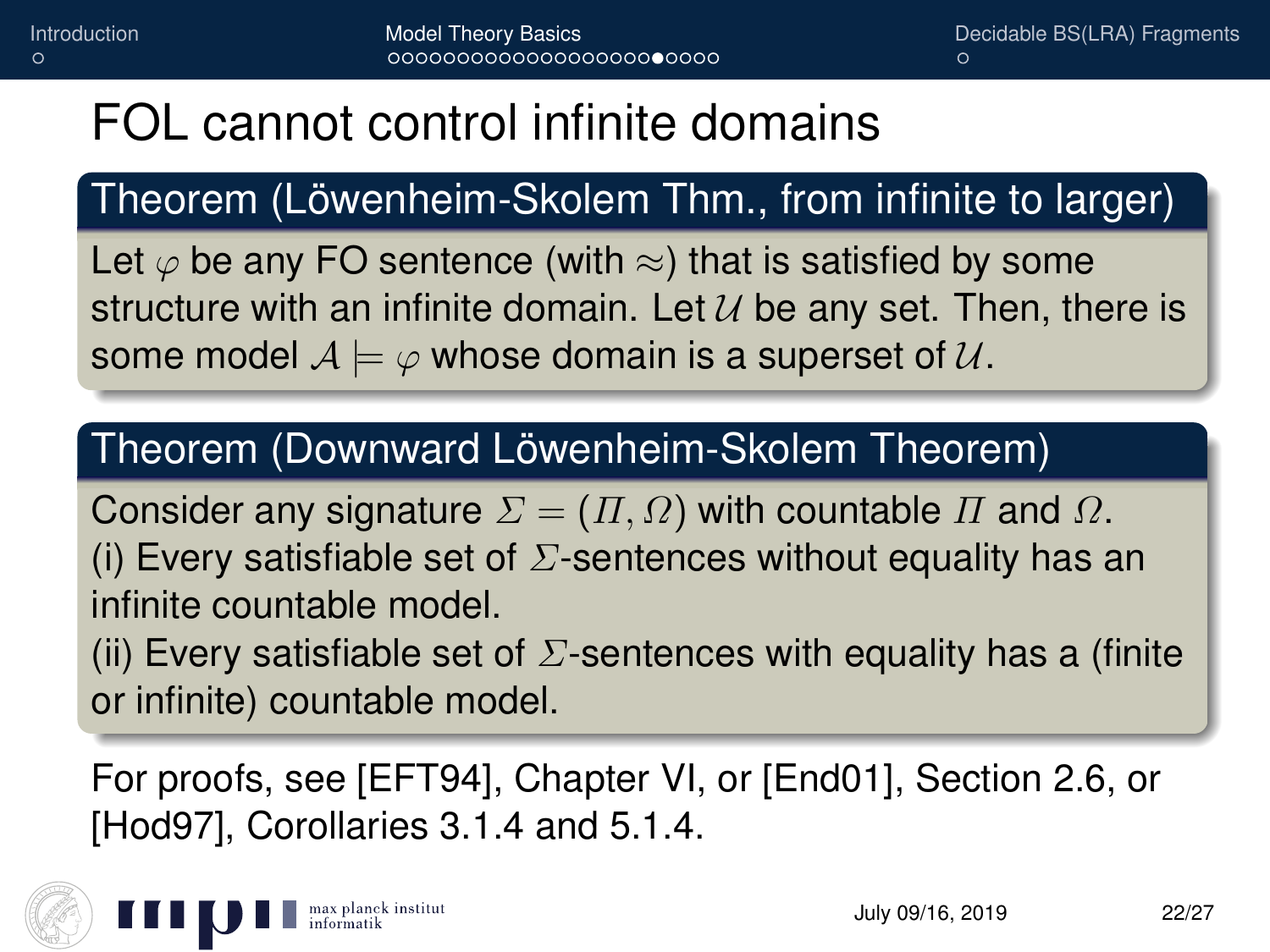# FOL cannot control infinite domains

**Theorem (Löwenheim-Skolem Thm., from infinite to larger)**

Let $\varphi$ be any FO sentence (with $\approx$) that is satisfied by some structure with an infinite domain. Let $\mathcal{U}$ be any set. Then, there is some model $\mathcal{A} \models \varphi$ whose domain is a superset of $\mathcal{U}$.

**Theorem (Downward Löwenheim-Skolem Theorem)**

Consider any signature $\Sigma = (\Pi, \Omega)$ with countable $\Pi$ and $\Omega$.

(i) Every satisfiable set of $\Sigma$-sentences without equality has an infinite countable model.

(ii) Every satisfiable set of $\Sigma$-sentences with equality has a (finite or infinite) countable model.

For proofs, see [EFT94], Chapter VI, or [End01], Section 2.6, or [Hod97], Corollaries 3.1.4 and 5.1.4.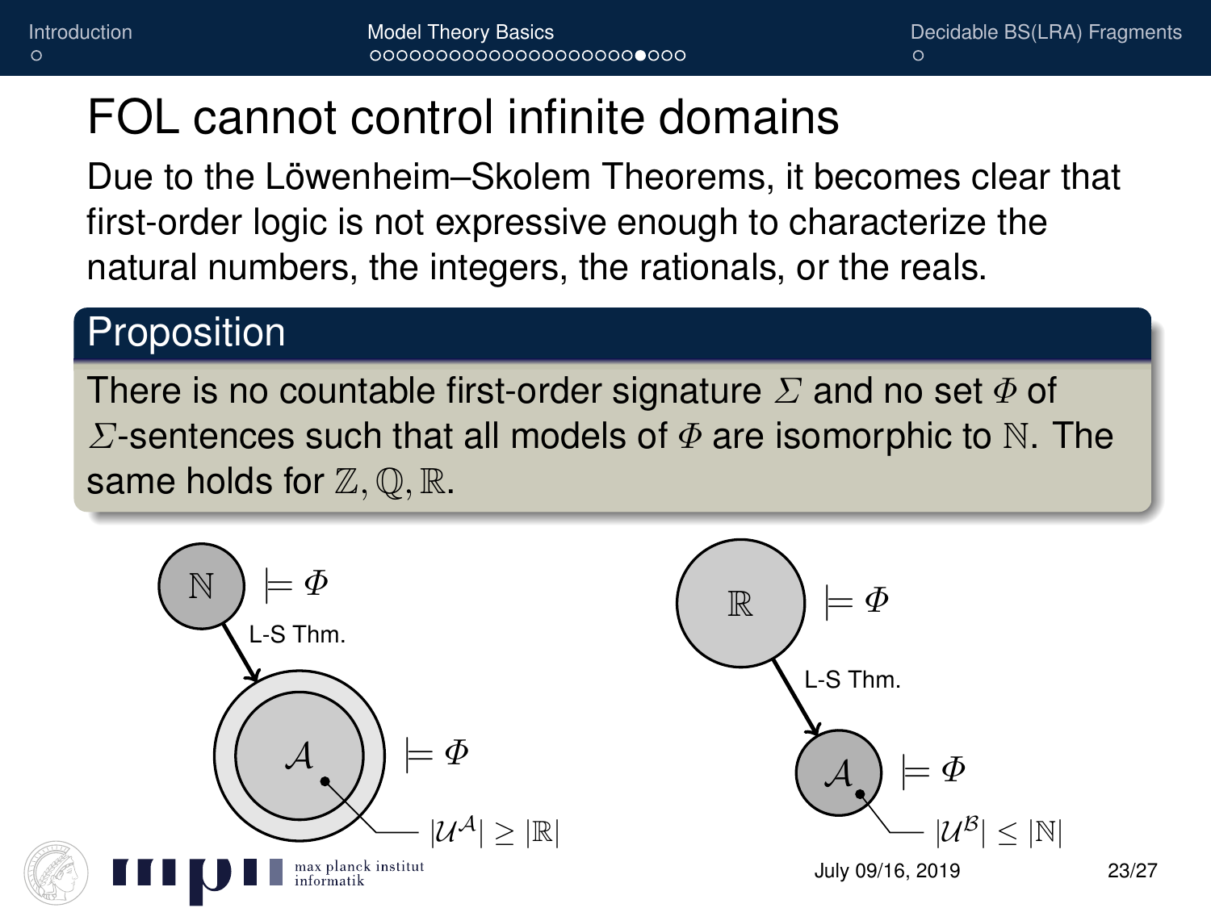# FOL cannot control infinite domains

Due to the Löwenheim–Skolem Theorems, it becomes clear that first-order logic is not expressive enough to characterize the natural numbers, the integers, the rationals, or the reals.

**Proposition**

There is no countable first-order signature $\Sigma$ and no set $\Phi$ of $\Sigma$-sentences such that all models of $\Phi$ are isomorphic to $\mathbb{N}$. The same holds for $\mathbb{Z}, \mathbb{Q}, \mathbb{R}$.

$\mathbb{N} \models \Phi$ —L-S Thm.→ $\mathcal{A} \models \Phi$, $|\mathcal{U}^{\mathcal{A}}| \geq |\mathbb{R}|$

$\mathbb{R} \models \Phi$ —L-S Thm.→ $\mathcal{A} \models \Phi$, $|\mathcal{U}^{\mathcal{B}}| \leq |\mathbb{N}|$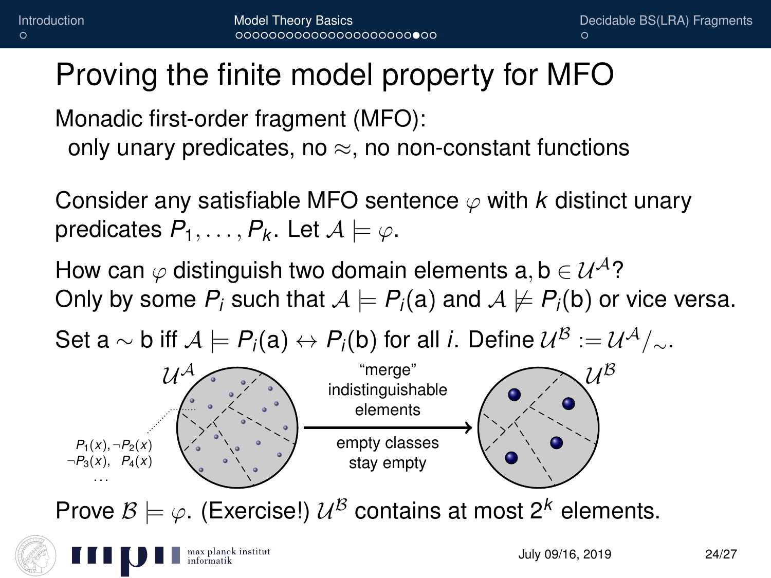# Proving the finite model property for MFO

Monadic first-order fragment (MFO):
only unary predicates, no $\approx$, no non-constant functions

Consider any satisfiable MFO sentence $\varphi$ with $k$ distinct unary predicates $P_1, \ldots, P_k$. Let $\mathcal{A} \models \varphi$.

How can $\varphi$ distinguish two domain elements $\mathrm{a}, \mathrm{b} \in \mathcal{U}^{\mathcal{A}}$?
Only by some $P_i$ such that $\mathcal{A} \models P_i(\mathrm{a})$ and $\mathcal{A} \not\models P_i(\mathrm{b})$ or vice versa.

Set $\mathrm{a} \sim \mathrm{b}$ iff $\mathcal{A} \models P_i(\mathrm{a}) \leftrightarrow P_i(\mathrm{b})$ for all $i$. Define $\mathcal{U}^{\mathcal{B}} := \mathcal{U}^{\mathcal{A}}/_{\sim}$.

$\mathcal{U}^{\mathcal{A}}$ — "merge" indistinguishable elements / empty classes stay empty → $\mathcal{U}^{\mathcal{B}}$

$P_1(x), \neg P_2(x)$
$\neg P_3(x), \quad P_4(x)$
$\ldots$

Prove $\mathcal{B} \models \varphi$. (Exercise!) $\mathcal{U}^{\mathcal{B}}$ contains at most $2^k$ elements.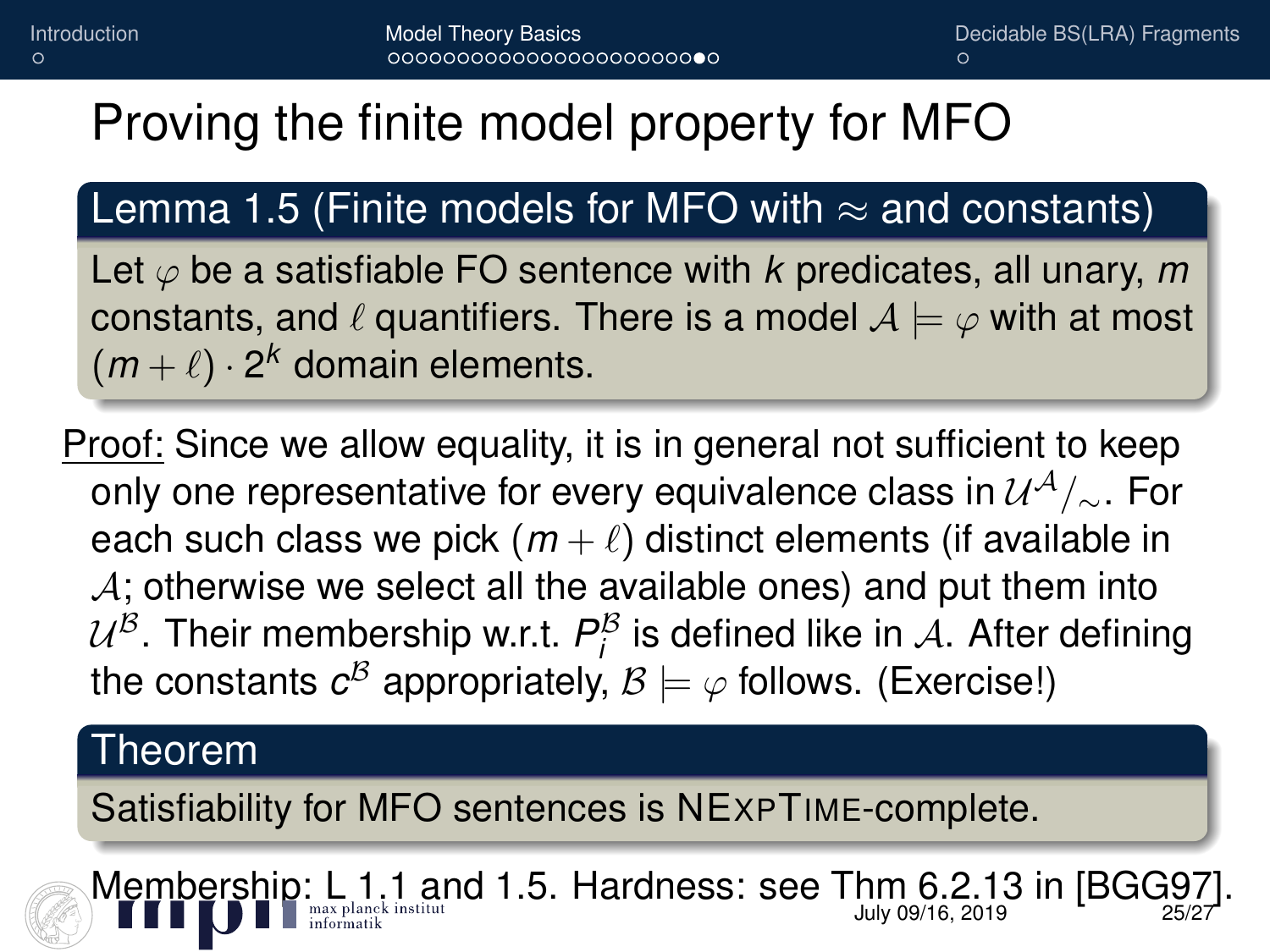# Proving the finite model property for MFO

**Lemma 1.5 (Finite models for MFO with $\approx$ and constants)**

Let $\varphi$ be a satisfiable FO sentence with $k$ predicates, all unary, $m$ constants, and $\ell$ quantifiers. There is a model $\mathcal{A} \models \varphi$ with at most $(m + \ell) \cdot 2^k$ domain elements.

Proof: Since we allow equality, it is in general not sufficient to keep only one representative for every equivalence class in $\mathcal{U}^{\mathcal{A}}/_{\sim}$. For each such class we pick $(m + \ell)$ distinct elements (if available in $\mathcal{A}$; otherwise we select all the available ones) and put them into $\mathcal{U}^{\mathcal{B}}$. Their membership w.r.t. $P_i^{\mathcal{B}}$ is defined like in $\mathcal{A}$. After defining the constants $c^{\mathcal{B}}$ appropriately, $\mathcal{B} \models \varphi$ follows. (Exercise!)

**Theorem**

Satisfiability for MFO sentences is NExpTime-complete.

Membership: L 1.1 and 1.5. Hardness: see Thm 6.2.13 in [BGG97].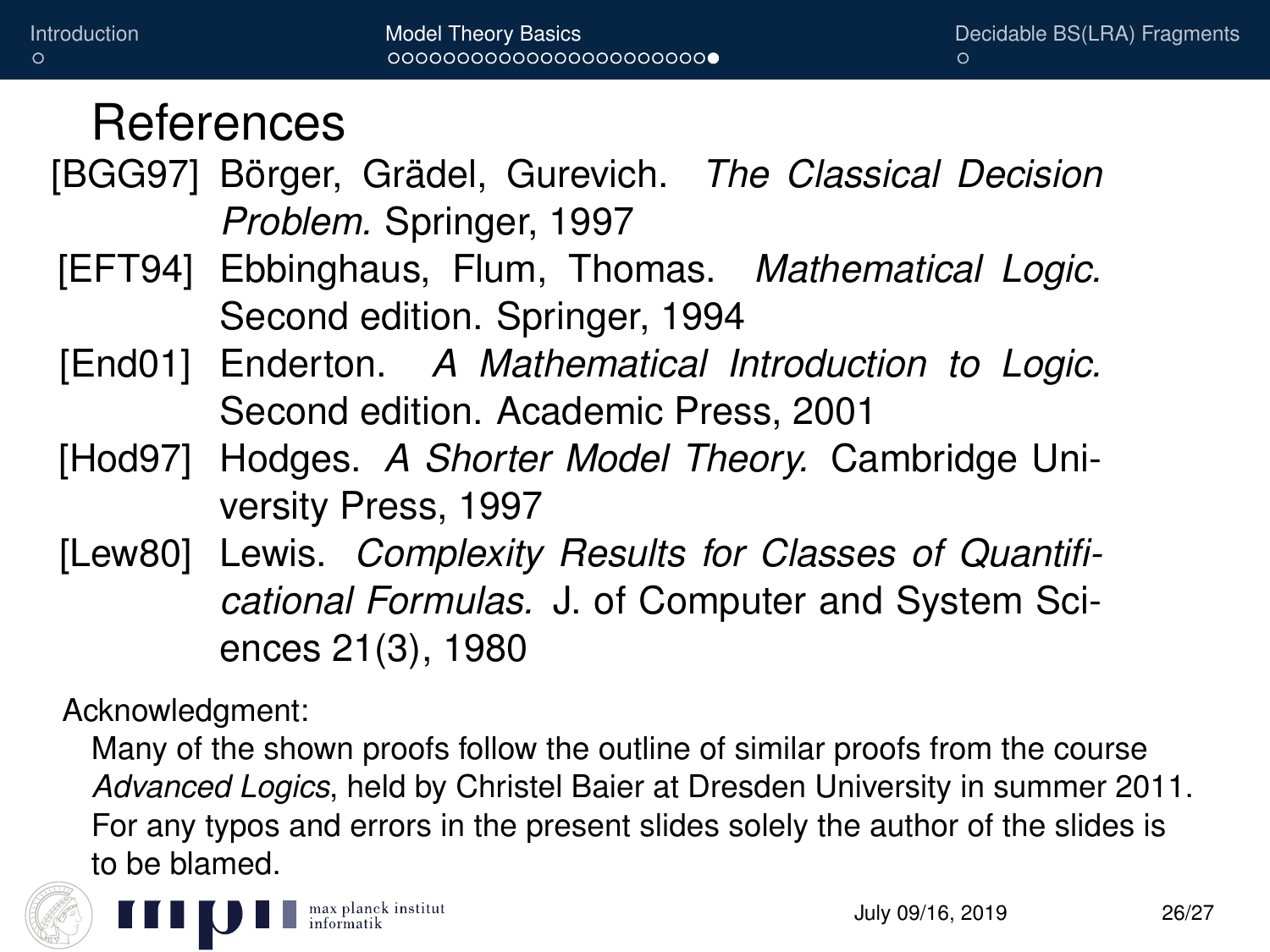# References

[BGG97] Börger, Grädel, Gurevich. *The Classical Decision Problem.* Springer, 1997

[EFT94] Ebbinghaus, Flum, Thomas. *Mathematical Logic.* Second edition. Springer, 1994

[End01] Enderton. *A Mathematical Introduction to Logic.* Second edition. Academic Press, 2001

[Hod97] Hodges. *A Shorter Model Theory.* Cambridge University Press, 1997

[Lew80] Lewis. *Complexity Results for Classes of Quantificational Formulas.* J. of Computer and System Sciences 21(3), 1980

Acknowledgment:

Many of the shown proofs follow the outline of similar proofs from the course *Advanced Logics*, held by Christel Baier at Dresden University in summer 2011. For any typos and errors in the present slides solely the author of the slides is to be blamed.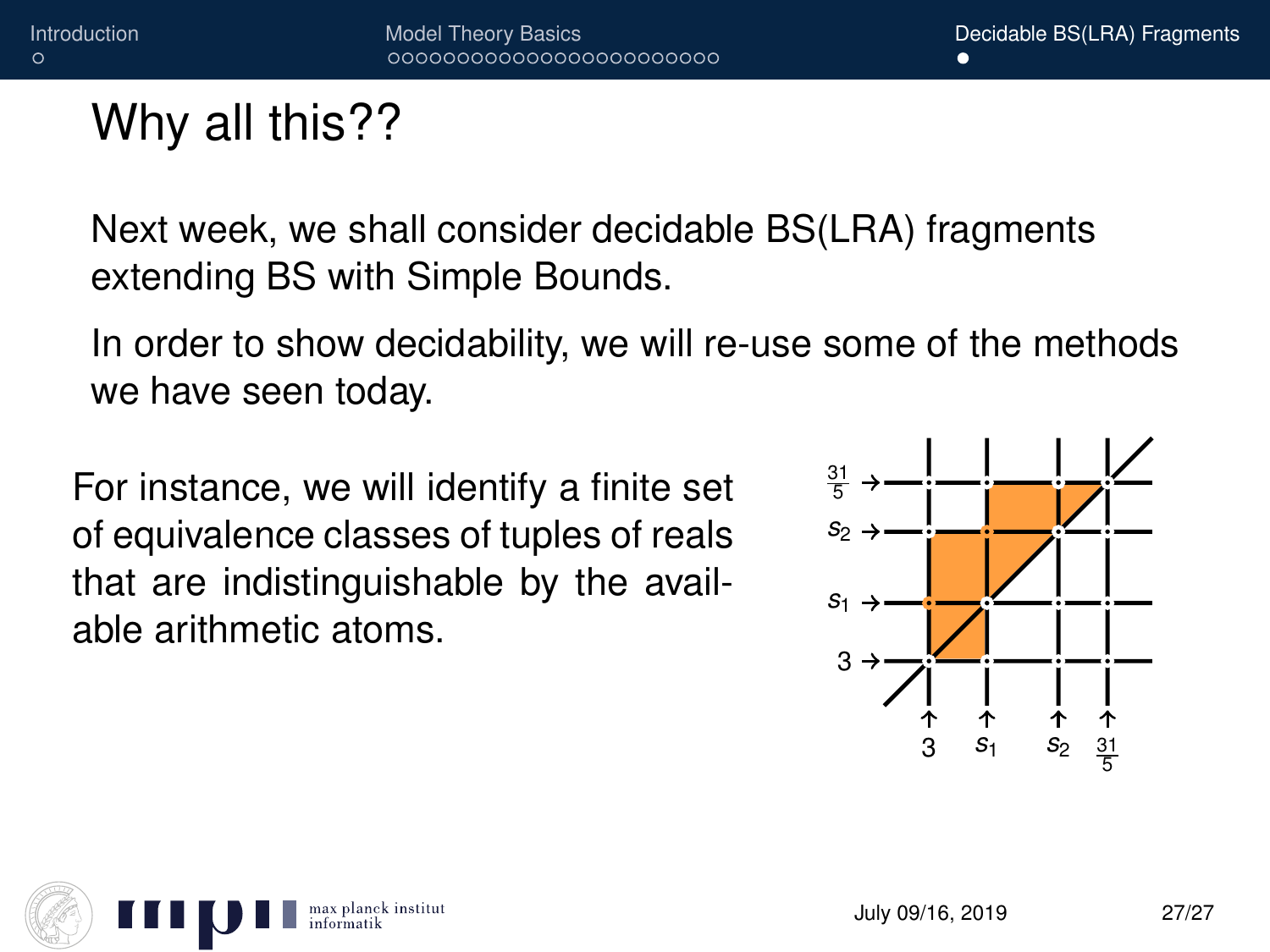# Why all this??

Next week, we shall consider decidable BS(LRA) fragments extending BS with Simple Bounds.

In order to show decidability, we will re-use some of the methods we have seen today.

For instance, we will identify a finite set of equivalence classes of tuples of reals that are indistinguishable by the available arithmetic atoms.

$\frac{31}{5}$ →
$s_2$ →
$s_1$ →
3 →

3 $s_1$ $s_2$ $\frac{31}{5}$